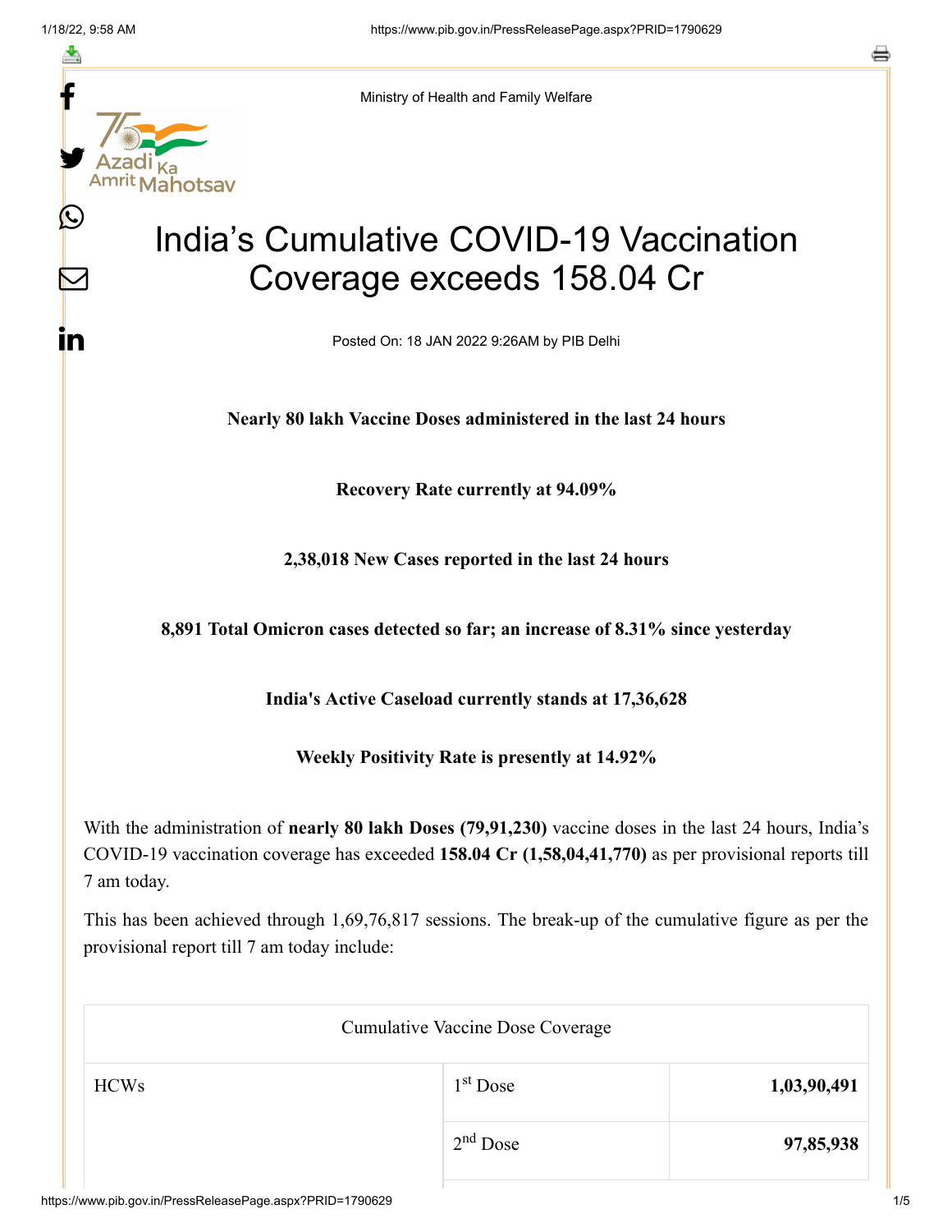Ministry of Health and Family Welfare

# India's Cumulative COVID-19 Vaccination Coverage exceeds 158.04 Cr

Posted On: 18 JAN 2022 9:26AM by PIB Delhi

**Nearly 80 lakh Vaccine Doses administered in the last 24 hours**

**Recovery Rate currently at 94.09%**

**2,38,018 New Cases reported in the last 24 hours**

**8,891 Total Omicron cases detected so far; an increase of 8.31% since yesterday**

**India's Active Caseload currently stands at 17,36,628**

**Weekly Positivity Rate is presently at 14.92%**

With the administration of **nearly 80 lakh Doses (79,91,230)** vaccine doses in the last 24 hours, India's COVID-19 vaccination coverage has exceeded **158.04 Cr (1,58,04,41,770)** as per provisional reports till 7 am today.

This has been achieved through 1,69,76,817 sessions. The break-up of the cumulative figure as per the provisional report till 7 am today include:

| Cumulative Vaccine Dose Coverage | | |
|---|---|---|
| HCWs | 1st Dose | **1,03,90,491** |
| | 2nd Dose | **97,85,938** |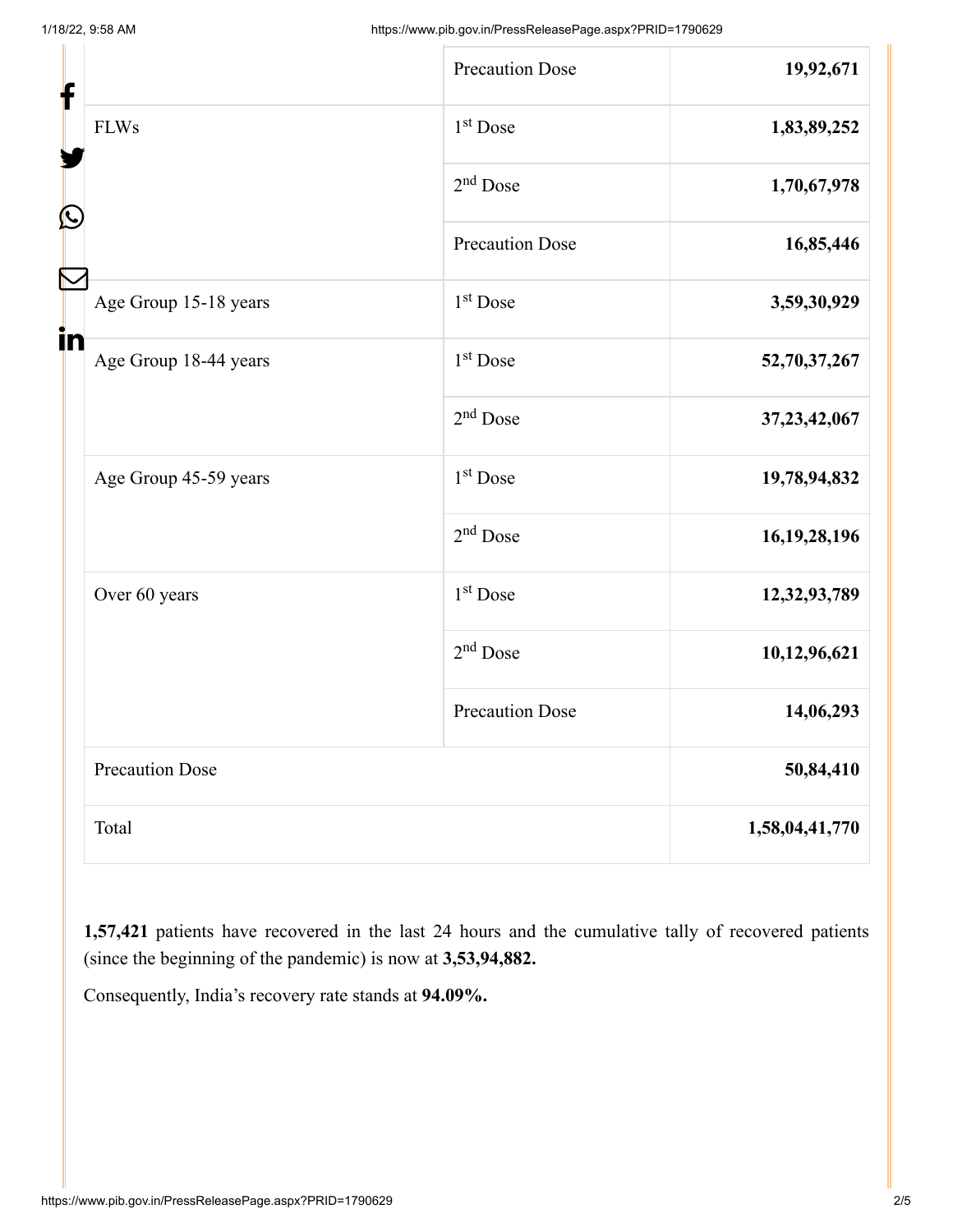| | | |
|---|---|---|
| | Precaution Dose | **19,92,671** |
| FLWs | 1st Dose | **1,83,89,252** |
| | 2nd Dose | **1,70,67,978** |
| | Precaution Dose | **16,85,446** |
| Age Group 15-18 years | 1st Dose | **3,59,30,929** |
| Age Group 18-44 years | 1st Dose | **52,70,37,267** |
| | 2nd Dose | **37,23,42,067** |
| Age Group 45-59 years | 1st Dose | **19,78,94,832** |
| | 2nd Dose | **16,19,28,196** |
| Over 60 years | 1st Dose | **12,32,93,789** |
| | 2nd Dose | **10,12,96,621** |
| | Precaution Dose | **14,06,293** |
| Precaution Dose | | **50,84,410** |
| Total | | **1,58,04,41,770** |

**1,57,421** patients have recovered in the last 24 hours and the cumulative tally of recovered patients (since the beginning of the pandemic) is now at **3,53,94,882.**

Consequently, India's recovery rate stands at **94.09%.**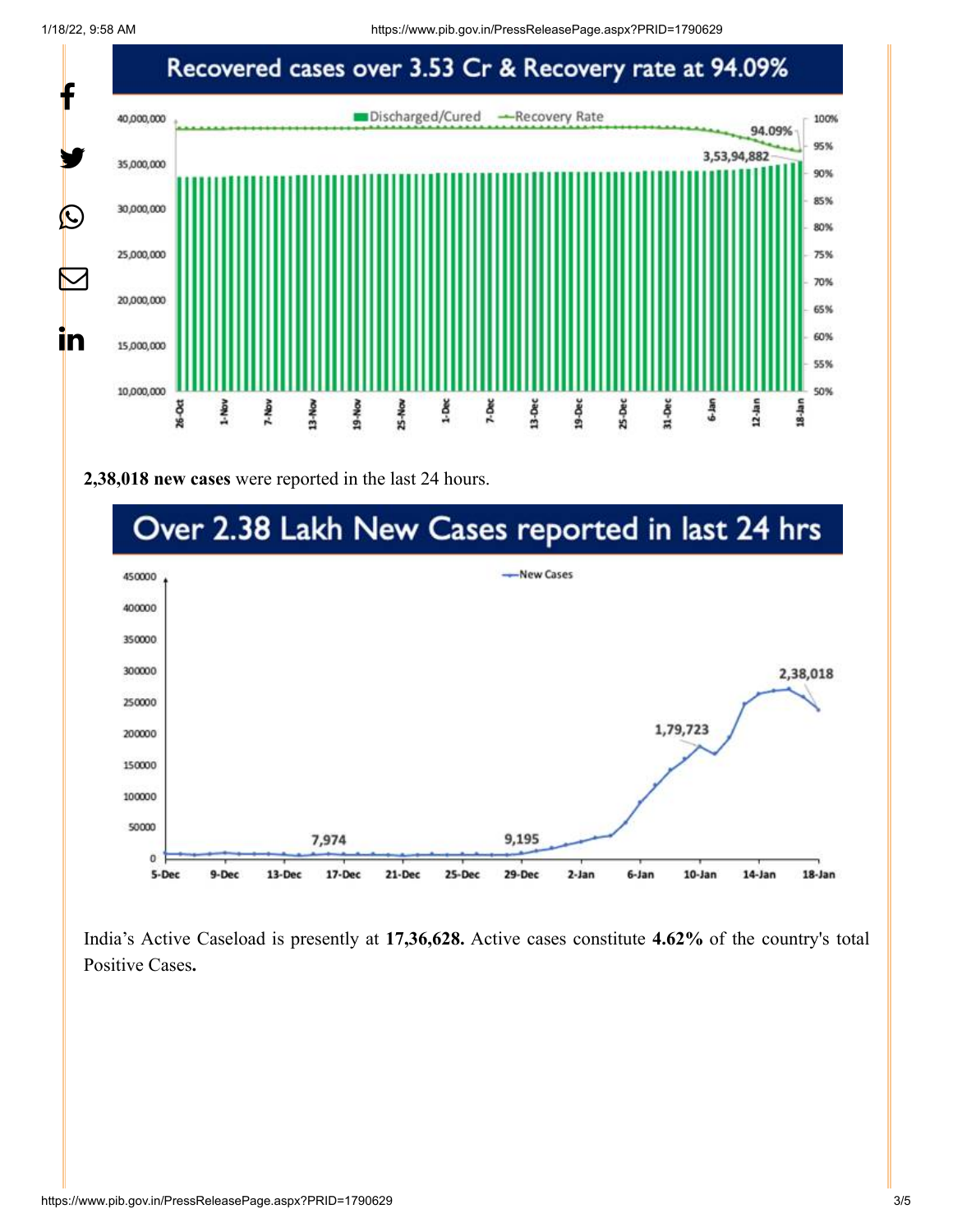## Recovered cases over 3.53 Cr & Recovery rate at 94.09%

**2,38,018 new cases** were reported in the last 24 hours.

## Over 2.38 Lakh New Cases reported in last 24 hrs

India's Active Caseload is presently at **17,36,628.** Active cases constitute **4.62%** of the country's total Positive Cases**.**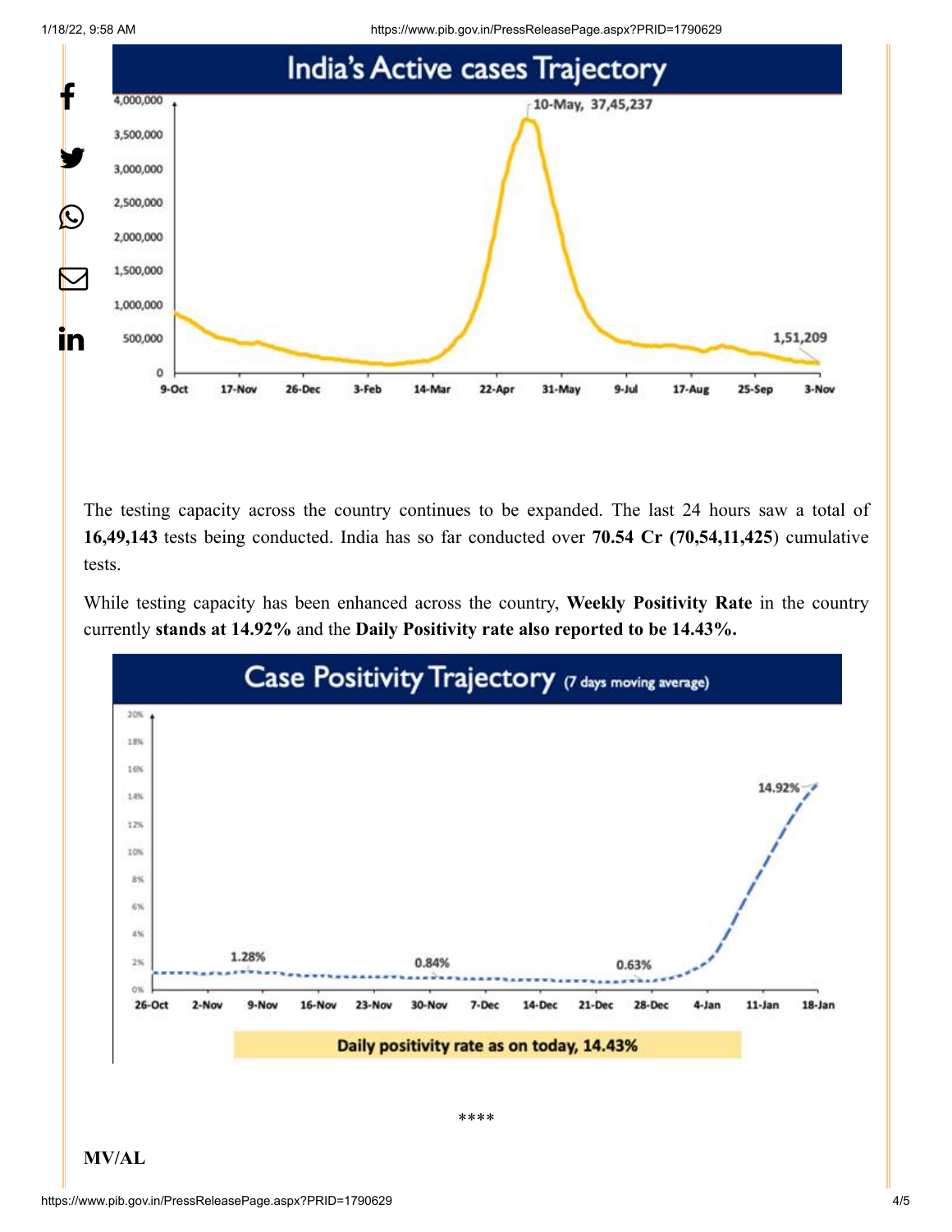The testing capacity across the country continues to be expanded. The last 24 hours saw a total of **16,49,143** tests being conducted. India has so far conducted over **70.54 Cr (70,54,11,425**) cumulative tests.

While testing capacity has been enhanced across the country, **Weekly Positivity Rate** in the country currently **stands at 14.92%** and the **Daily Positivity rate also reported to be 14.43%.**

\*\*\*\*

**MV/AL**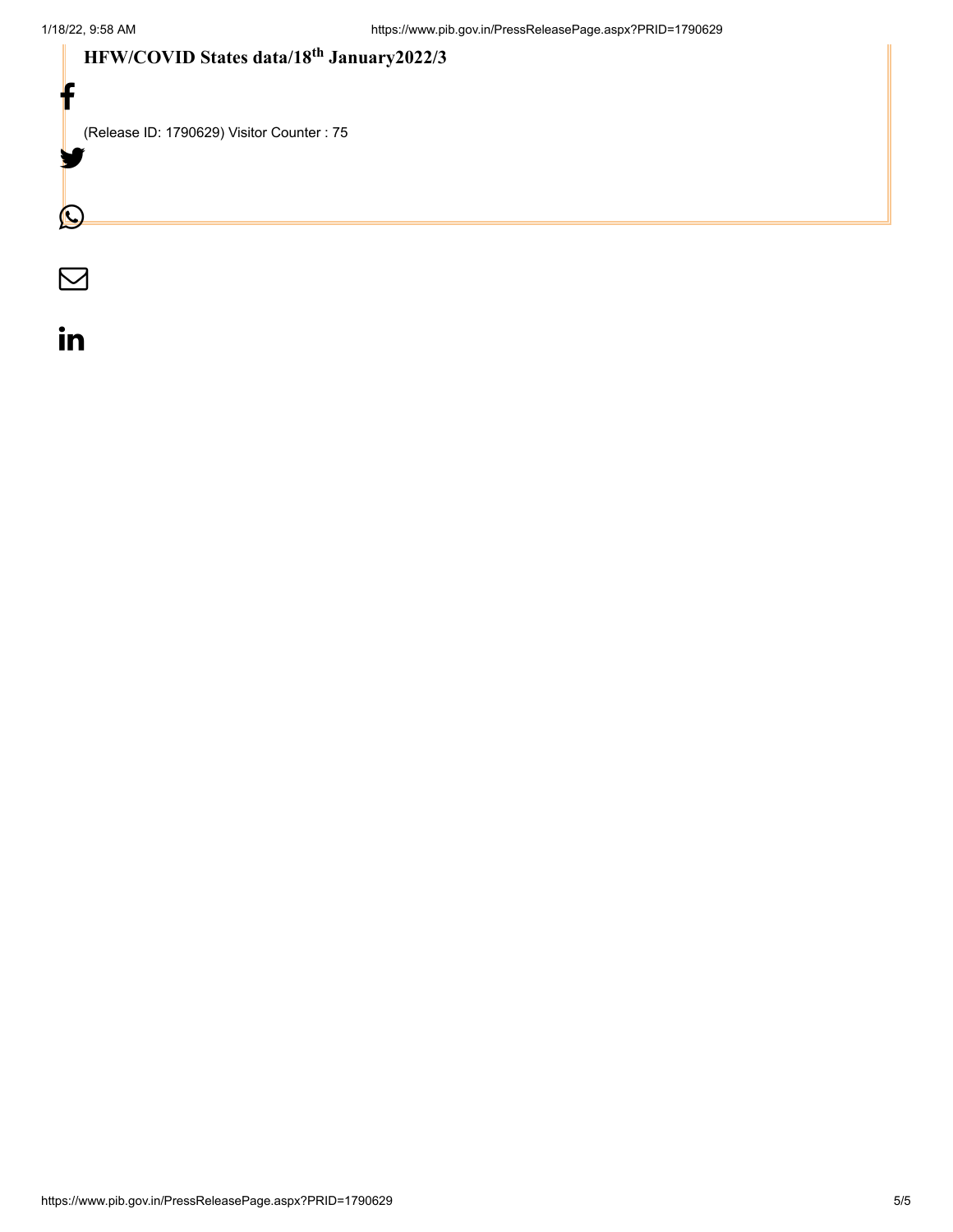**HFW/COVID States data/18th January2022/3**

(Release ID: 1790629) Visitor Counter : 75